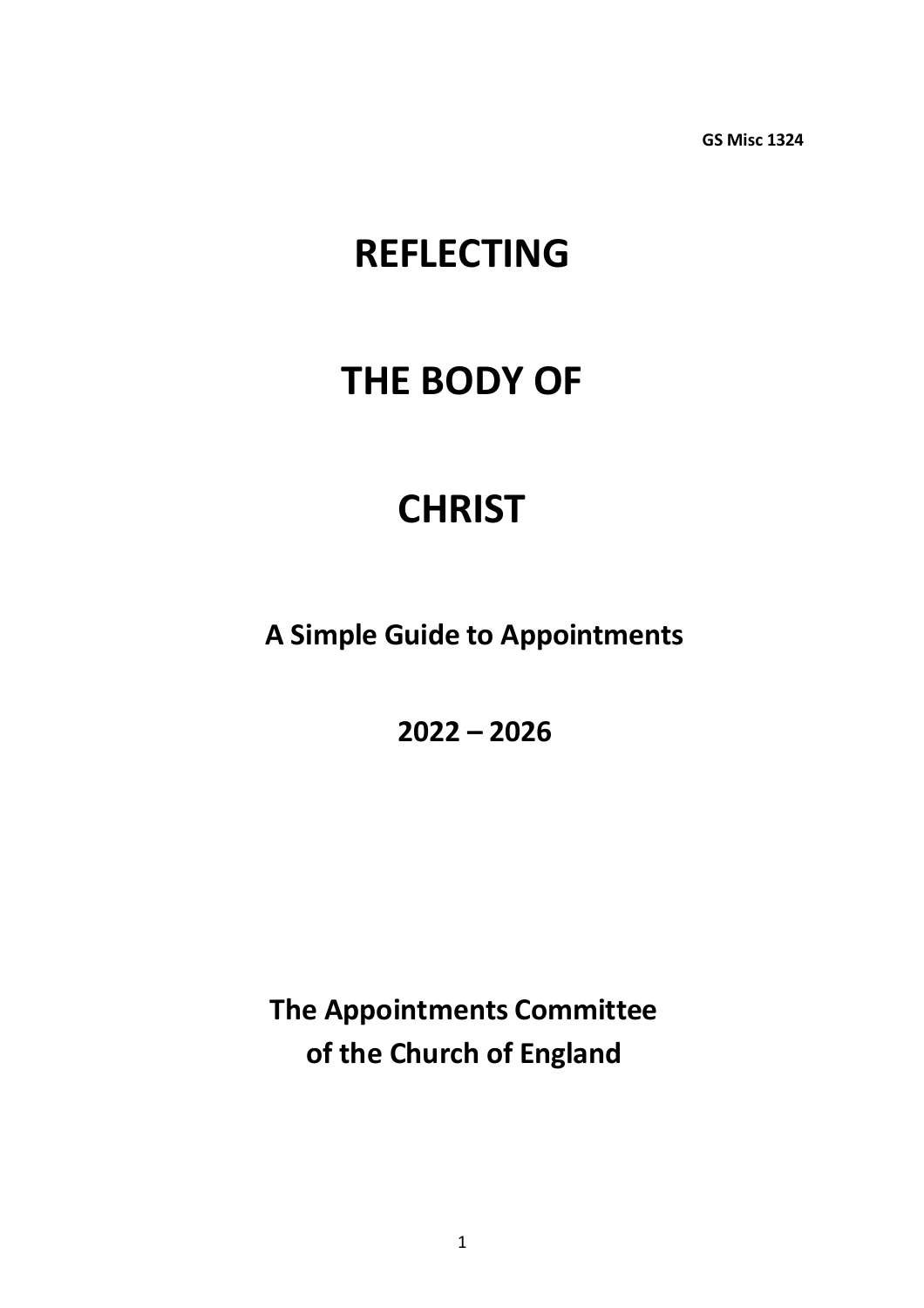**GS Misc 1324**

# REFLECTING

# THE BODY OF

# CHRIST

**A Simple Guide to Appointments**

**2022 – 2026**

**The Appointments Committee of the Church of England**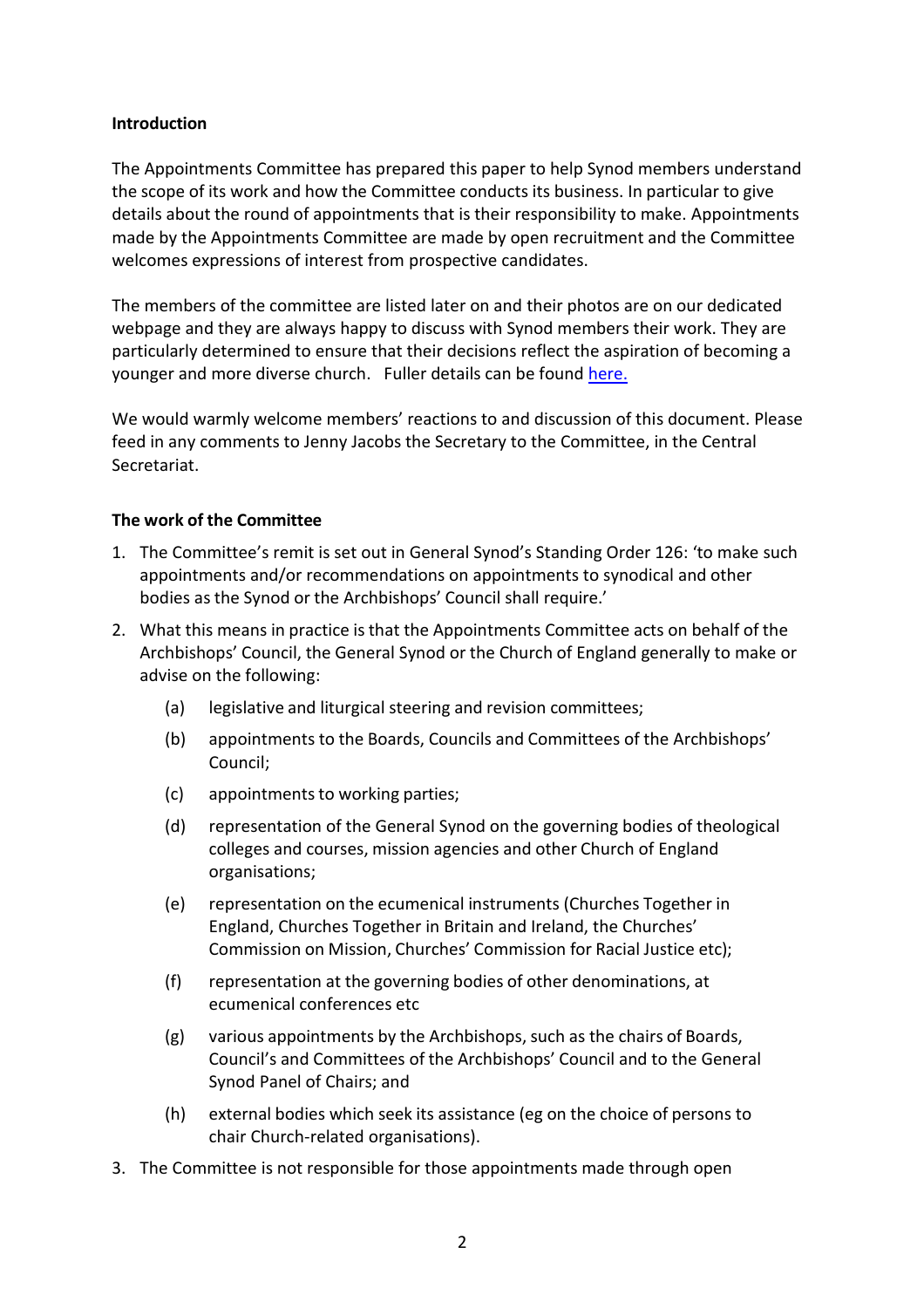**Introduction**

The Appointments Committee has prepared this paper to help Synod members understand the scope of its work and how the Committee conducts its business. In particular to give details about the round of appointments that is their responsibility to make. Appointments made by the Appointments Committee are made by open recruitment and the Committee welcomes expressions of interest from prospective candidates.

The members of the committee are listed later on and their photos are on our dedicated webpage and they are always happy to discuss with Synod members their work. They are particularly determined to ensure that their decisions reflect the aspiration of becoming a younger and more diverse church. Fuller details can be found [here.]()

We would warmly welcome members' reactions to and discussion of this document. Please feed in any comments to Jenny Jacobs the Secretary to the Committee, in the Central Secretariat.

**The work of the Committee**

1. The Committee's remit is set out in General Synod's Standing Order 126: 'to make such appointments and/or recommendations on appointments to synodical and other bodies as the Synod or the Archbishops' Council shall require.'
2. What this means in practice is that the Appointments Committee acts on behalf of the Archbishops' Council, the General Synod or the Church of England generally to make or advise on the following:
   - (a) legislative and liturgical steering and revision committees;
   - (b) appointments to the Boards, Councils and Committees of the Archbishops' Council;
   - (c) appointments to working parties;
   - (d) representation of the General Synod on the governing bodies of theological colleges and courses, mission agencies and other Church of England organisations;
   - (e) representation on the ecumenical instruments (Churches Together in England, Churches Together in Britain and Ireland, the Churches' Commission on Mission, Churches' Commission for Racial Justice etc);
   - (f) representation at the governing bodies of other denominations, at ecumenical conferences etc
   - (g) various appointments by the Archbishops, such as the chairs of Boards, Council's and Committees of the Archbishops' Council and to the General Synod Panel of Chairs; and
   - (h) external bodies which seek its assistance (eg on the choice of persons to chair Church-related organisations).
3. The Committee is not responsible for those appointments made through open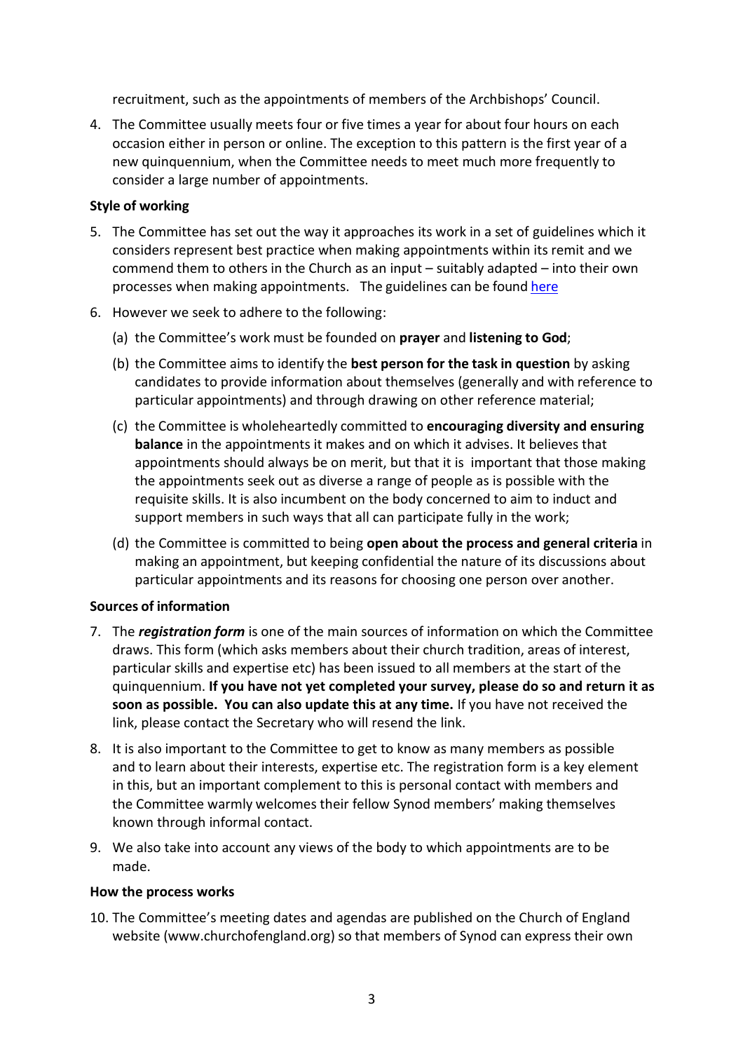recruitment, such as the appointments of members of the Archbishops' Council.

4. The Committee usually meets four or five times a year for about four hours on each occasion either in person or online. The exception to this pattern is the first year of a new quinquennium, when the Committee needs to meet much more frequently to consider a large number of appointments.

**Style of working**

5. The Committee has set out the way it approaches its work in a set of guidelines which it considers represent best practice when making appointments within its remit and we commend them to others in the Church as an input – suitably adapted – into their own processes when making appointments. The guidelines can be found here

6. However we seek to adhere to the following:

   (a) the Committee's work must be founded on **prayer** and **listening to God**;

   (b) the Committee aims to identify the **best person for the task in question** by asking candidates to provide information about themselves (generally and with reference to particular appointments) and through drawing on other reference material;

   (c) the Committee is wholeheartedly committed to **encouraging diversity and ensuring balance** in the appointments it makes and on which it advises. It believes that appointments should always be on merit, but that it is important that those making the appointments seek out as diverse a range of people as is possible with the requisite skills. It is also incumbent on the body concerned to aim to induct and support members in such ways that all can participate fully in the work;

   (d) the Committee is committed to being **open about the process and general criteria** in making an appointment, but keeping confidential the nature of its discussions about particular appointments and its reasons for choosing one person over another.

**Sources of information**

7. The ***registration form*** is one of the main sources of information on which the Committee draws. This form (which asks members about their church tradition, areas of interest, particular skills and expertise etc) has been issued to all members at the start of the quinquennium. **If you have not yet completed your survey, please do so and return it as soon as possible. You can also update this at any time.** If you have not received the link, please contact the Secretary who will resend the link.

8. It is also important to the Committee to get to know as many members as possible and to learn about their interests, expertise etc. The registration form is a key element in this, but an important complement to this is personal contact with members and the Committee warmly welcomes their fellow Synod members' making themselves known through informal contact.

9. We also take into account any views of the body to which appointments are to be made.

**How the process works**

10. The Committee's meeting dates and agendas are published on the Church of England website (www.churchofengland.org) so that members of Synod can express their own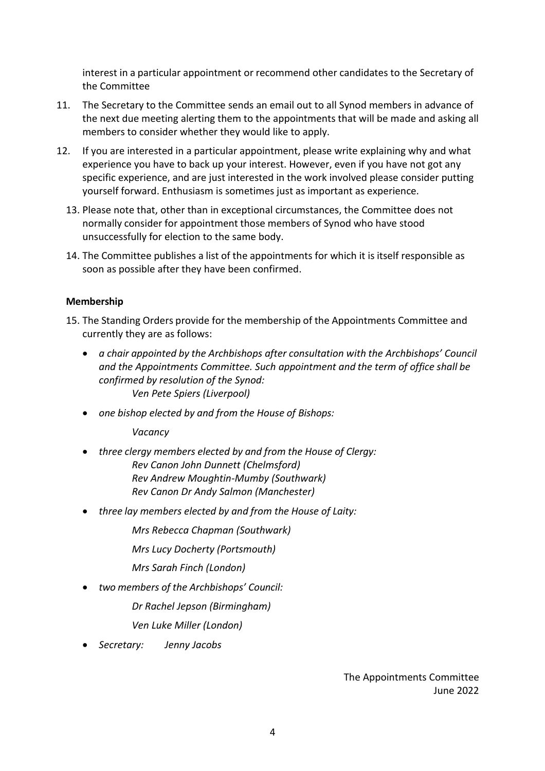interest in a particular appointment or recommend other candidates to the Secretary of the Committee

11. The Secretary to the Committee sends an email out to all Synod members in advance of the next due meeting alerting them to the appointments that will be made and asking all members to consider whether they would like to apply.
12. If you are interested in a particular appointment, please write explaining why and what experience you have to back up your interest. However, even if you have not got any specific experience, and are just interested in the work involved please consider putting yourself forward. Enthusiasm is sometimes just as important as experience.
13. Please note that, other than in exceptional circumstances, the Committee does not normally consider for appointment those members of Synod who have stood unsuccessfully for election to the same body.
14. The Committee publishes a list of the appointments for which it is itself responsible as soon as possible after they have been confirmed.

**Membership**

15. The Standing Orders provide for the membership of the Appointments Committee and currently they are as follows:

- *a chair appointed by the Archbishops after consultation with the Archbishops' Council and the Appointments Committee. Such appointment and the term of office shall be confirmed by resolution of the Synod:*
  *Ven Pete Spiers (Liverpool)*
- *one bishop elected by and from the House of Bishops:*
  *Vacancy*
- *three clergy members elected by and from the House of Clergy:*
  *Rev Canon John Dunnett (Chelmsford)*
  *Rev Andrew Moughtin-Mumby (Southwark)*
  *Rev Canon Dr Andy Salmon (Manchester)*
- *three lay members elected by and from the House of Laity:*
  *Mrs Rebecca Chapman (Southwark)*
  *Mrs Lucy Docherty (Portsmouth)*
  *Mrs Sarah Finch (London)*
- *two members of the Archbishops' Council:*
  *Dr Rachel Jepson (Birmingham)*
  *Ven Luke Miller (London)*
- *Secretary: Jenny Jacobs*

The Appointments Committee
June 2022